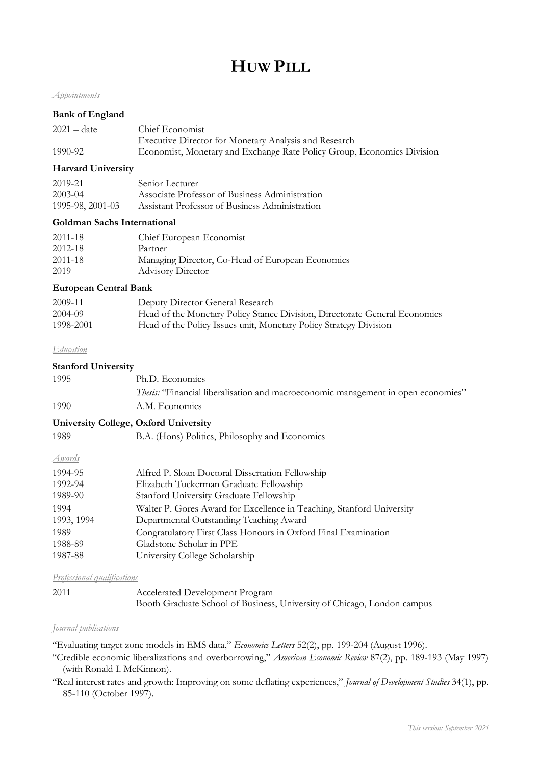# HUW PILL

*Appointments*

**Bank of England**

| | |
|---|---|
| 2021 – date | Chief Economist |
| | Executive Director for Monetary Analysis and Research |
| 1990-92 | Economist, Monetary and Exchange Rate Policy Group, Economics Division |

**Harvard University**

| | |
|---|---|
| 2019-21 | Senior Lecturer |
| 2003-04 | Associate Professor of Business Administration |
| 1995-98, 2001-03 | Assistant Professor of Business Administration |

**Goldman Sachs International**

| | |
|---|---|
| 2011-18 | Chief European Economist |
| 2012-18 | Partner |
| 2011-18 | Managing Director, Co-Head of European Economics |
| 2019 | Advisory Director |

**European Central Bank**

| | |
|---|---|
| 2009-11 | Deputy Director General Research |
| 2004-09 | Head of the Monetary Policy Stance Division, Directorate General Economics |
| 1998-2001 | Head of the Policy Issues unit, Monetary Policy Strategy Division |

*Education*

**Stanford University**

| | |
|---|---|
| 1995 | Ph.D. Economics |
| | *Thesis:* "Financial liberalisation and macroeconomic management in open economies" |
| 1990 | A.M. Economics |

**University College, Oxford University**

| | |
|---|---|
| 1989 | B.A. (Hons) Politics, Philosophy and Economics |

*Awards*

| | |
|---|---|
| 1994-95 | Alfred P. Sloan Doctoral Dissertation Fellowship |
| 1992-94 | Elizabeth Tuckerman Graduate Fellowship |
| 1989-90 | Stanford University Graduate Fellowship |
| 1994 | Walter P. Gores Award for Excellence in Teaching, Stanford University |
| 1993, 1994 | Departmental Outstanding Teaching Award |
| 1989 | Congratulatory First Class Honours in Oxford Final Examination |
| 1988-89 | Gladstone Scholar in PPE |
| 1987-88 | University College Scholarship |

*Professional qualifications*

| | |
|---|---|
| 2011 | Accelerated Development Program |
| | Booth Graduate School of Business, University of Chicago, London campus |

*Journal publications*

"Evaluating target zone models in EMS data," *Economics Letters* 52(2), pp. 199-204 (August 1996).

"Credible economic liberalizations and overborrowing," *American Economic Review* 87(2), pp. 189-193 (May 1997) (with Ronald I. McKinnon).

"Real interest rates and growth: Improving on some deflating experiences," *Journal of Development Studies* 34(1), pp. 85-110 (October 1997).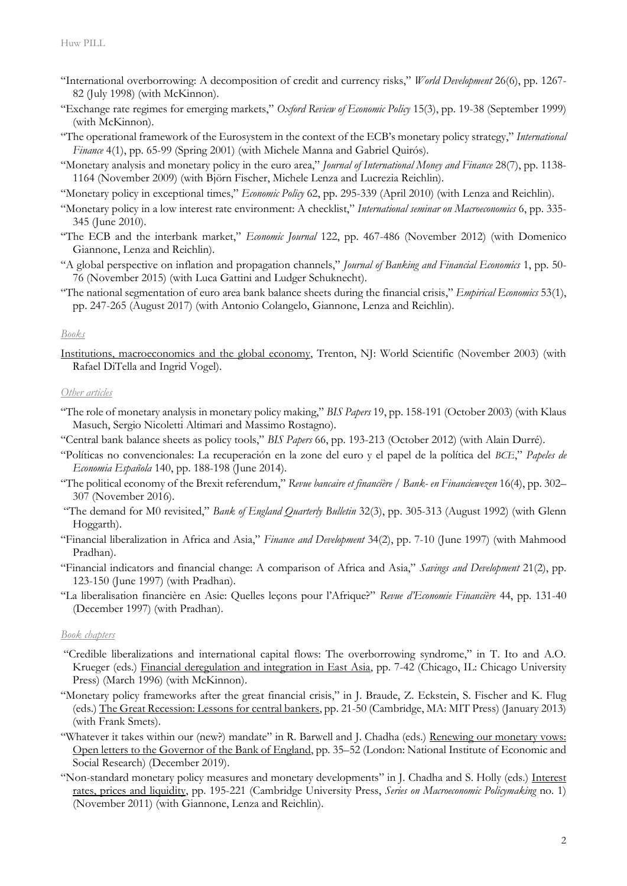"International overborrowing: A decomposition of credit and currency risks," *World Development* 26(6), pp. 1267-82 (July 1998) (with McKinnon).

"Exchange rate regimes for emerging markets," *Oxford Review of Economic Policy* 15(3), pp. 19-38 (September 1999) (with McKinnon).

"The operational framework of the Eurosystem in the context of the ECB's monetary policy strategy," *International Finance* 4(1), pp. 65-99 (Spring 2001) (with Michele Manna and Gabriel Quirós).

"Monetary analysis and monetary policy in the euro area," *Journal of International Money and Finance* 28(7), pp. 1138-1164 (November 2009) (with Björn Fischer, Michele Lenza and Lucrezia Reichlin).

"Monetary policy in exceptional times," *Economic Policy* 62, pp. 295-339 (April 2010) (with Lenza and Reichlin).

"Monetary policy in a low interest rate environment: A checklist," *International seminar on Macroeconomics* 6, pp. 335-345 (June 2010).

"The ECB and the interbank market," *Economic Journal* 122, pp. 467-486 (November 2012) (with Domenico Giannone, Lenza and Reichlin).

"A global perspective on inflation and propagation channels," *Journal of Banking and Financial Economics* 1, pp. 50-76 (November 2015) (with Luca Gattini and Ludger Schuknecht).

"The national segmentation of euro area bank balance sheets during the financial crisis," *Empirical Economics* 53(1), pp. 247-265 (August 2017) (with Antonio Colangelo, Giannone, Lenza and Reichlin).

*Books*

Institutions, macroeconomics and the global economy, Trenton, NJ: World Scientific (November 2003) (with Rafael DiTella and Ingrid Vogel).

*Other articles*

"The role of monetary analysis in monetary policy making," *BIS Papers* 19, pp. 158-191 (October 2003) (with Klaus Masuch, Sergio Nicoletti Altimari and Massimo Rostagno).

"Central bank balance sheets as policy tools," *BIS Papers* 66, pp. 193-213 (October 2012) (with Alain Durré).

"Políticas no convencionales: La recuperación en la zone del euro y el papel de la política del *BCE*," *Papeles de Economia Española* 140, pp. 188-198 (June 2014).

"The political economy of the Brexit referendum," *Revue bancaire et financière / Bank- en Financiewezen* 16(4), pp. 302–307 (November 2016).

"The demand for M0 revisited," *Bank of England Quarterly Bulletin* 32(3), pp. 305-313 (August 1992) (with Glenn Hoggarth).

"Financial liberalization in Africa and Asia," *Finance and Development* 34(2), pp. 7-10 (June 1997) (with Mahmood Pradhan).

"Financial indicators and financial change: A comparison of Africa and Asia," *Savings and Development* 21(2), pp. 123-150 (June 1997) (with Pradhan).

"La liberalisation financière en Asie: Quelles leçons pour l'Afrique?" *Revue d'Economie Financière* 44, pp. 131-40 (December 1997) (with Pradhan).

*Book chapters*

"Credible liberalizations and international capital flows: The overborrowing syndrome," in T. Ito and A.O. Krueger (eds.) Financial deregulation and integration in East Asia, pp. 7-42 (Chicago, IL: Chicago University Press) (March 1996) (with McKinnon).

"Monetary policy frameworks after the great financial crisis," in J. Braude, Z. Eckstein, S. Fischer and K. Flug (eds.) The Great Recession: Lessons for central bankers, pp. 21-50 (Cambridge, MA: MIT Press) (January 2013) (with Frank Smets).

"Whatever it takes within our (new?) mandate" in R. Barwell and J. Chadha (eds.) Renewing our monetary vows: Open letters to the Governor of the Bank of England, pp. 35–52 (London: National Institute of Economic and Social Research) (December 2019).

"Non-standard monetary policy measures and monetary developments" in J. Chadha and S. Holly (eds.) Interest rates, prices and liquidity, pp. 195-221 (Cambridge University Press, *Series on Macroeconomic Policymaking* no. 1) (November 2011) (with Giannone, Lenza and Reichlin).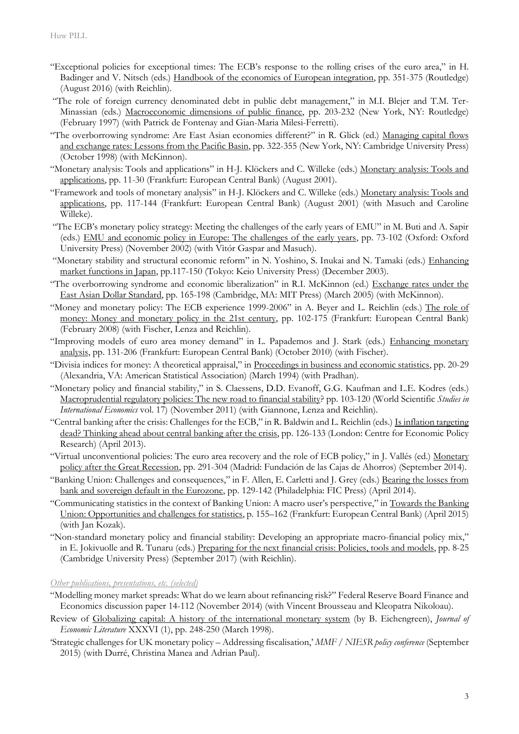"Exceptional policies for exceptional times: The ECB's response to the rolling crises of the euro area," in H. Badinger and V. Nitsch (eds.) Handbook of the economics of European integration, pp. 351-375 (Routledge) (August 2016) (with Reichlin).

"The role of foreign currency denominated debt in public debt management," in M.I. Blejer and T.M. Ter-Minassian (eds.) Macroeconomic dimensions of public finance, pp. 203-232 (New York, NY: Routledge) (February 1997) (with Patrick de Fontenay and Gian-Maria Milesi-Ferretti).

"The overborrowing syndrome: Are East Asian economies different?" in R. Glick (ed.) Managing capital flows and exchange rates: Lessons from the Pacific Basin, pp. 322-355 (New York, NY: Cambridge University Press) (October 1998) (with McKinnon).

"Monetary analysis: Tools and applications" in H-J. Klöckers and C. Willeke (eds.) Monetary analysis: Tools and applications, pp. 11-30 (Frankfurt: European Central Bank) (August 2001).

"Framework and tools of monetary analysis" in H-J. Klöckers and C. Willeke (eds.) Monetary analysis: Tools and applications, pp. 117-144 (Frankfurt: European Central Bank) (August 2001) (with Masuch and Caroline Willeke).

"The ECB's monetary policy strategy: Meeting the challenges of the early years of EMU" in M. Buti and A. Sapir (eds.) EMU and economic policy in Europe: The challenges of the early years, pp. 73-102 (Oxford: Oxford University Press) (November 2002) (with Vitór Gaspar and Masuch).

"Monetary stability and structural economic reform" in N. Yoshino, S. Inukai and N. Tamaki (eds.) Enhancing market functions in Japan, pp.117-150 (Tokyo: Keio University Press) (December 2003).

"The overborrowing syndrome and economic liberalization" in R.I. McKinnon (ed.) Exchange rates under the East Asian Dollar Standard, pp. 165-198 (Cambridge, MA: MIT Press) (March 2005) (with McKinnon).

"Money and monetary policy: The ECB experience 1999-2006" in A. Beyer and L. Reichlin (eds.) The role of money: Money and monetary policy in the 21st century, pp. 102-175 (Frankfurt: European Central Bank) (February 2008) (with Fischer, Lenza and Reichlin).

"Improving models of euro area money demand" in L. Papademos and J. Stark (eds.) Enhancing monetary analysis, pp. 131-206 (Frankfurt: European Central Bank) (October 2010) (with Fischer).

"Divisia indices for money: A theoretical appraisal," in Proceedings in business and economic statistics, pp. 20-29 (Alexandria, VA: American Statistical Association) (March 1994) (with Pradhan).

"Monetary policy and financial stability," in S. Claessens, D.D. Evanoff, G.G. Kaufman and L.E. Kodres (eds.) Macroprudential regulatory policies: The new road to financial stability? pp. 103-120 (World Scientific *Studies in International Economics* vol. 17) (November 2011) (with Giannone, Lenza and Reichlin).

"Central banking after the crisis: Challenges for the ECB," in R. Baldwin and L. Reichlin (eds.) Is inflation targeting dead? Thinking ahead about central banking after the crisis, pp. 126-133 (London: Centre for Economic Policy Research) (April 2013).

"Virtual unconventional policies: The euro area recovery and the role of ECB policy," in J. Vallés (ed.) Monetary policy after the Great Recession, pp. 291-304 (Madrid: Fundación de las Cajas de Ahorros) (September 2014).

"Banking Union: Challenges and consequences," in F. Allen, E. Carletti and J. Grey (eds.) Bearing the losses from bank and sovereign default in the Eurozone, pp. 129-142 (Philadelphia: FIC Press) (April 2014).

"Communicating statistics in the context of Banking Union: A macro user's perspective," in Towards the Banking Union: Opportunities and challenges for statistics, p. 155–162 (Frankfurt: European Central Bank) (April 2015) (with Jan Kozak).

"Non-standard monetary policy and financial stability: Developing an appropriate macro-financial policy mix," in E. Jokivuolle and R. Tunaru (eds.) Preparing for the next financial crisis: Policies, tools and models, pp. 8-25 (Cambridge University Press) (September 2017) (with Reichlin).

*Other publications, presentations, etc. (selected)*

"Modelling money market spreads: What do we learn about refinancing risk?" Federal Reserve Board Finance and Economics discussion paper 14-112 (November 2014) (with Vincent Brousseau and Kleopatra Nikoloau).

Review of Globalizing capital: A history of the international monetary system (by B. Eichengreen), *Journal of Economic Literature* XXXVI (1), pp. 248-250 (March 1998).

'Strategic challenges for UK monetary policy – Addressing fiscalisation,' *MMF / NIESR policy conference* (September 2015) (with Durré, Christina Manea and Adrian Paul).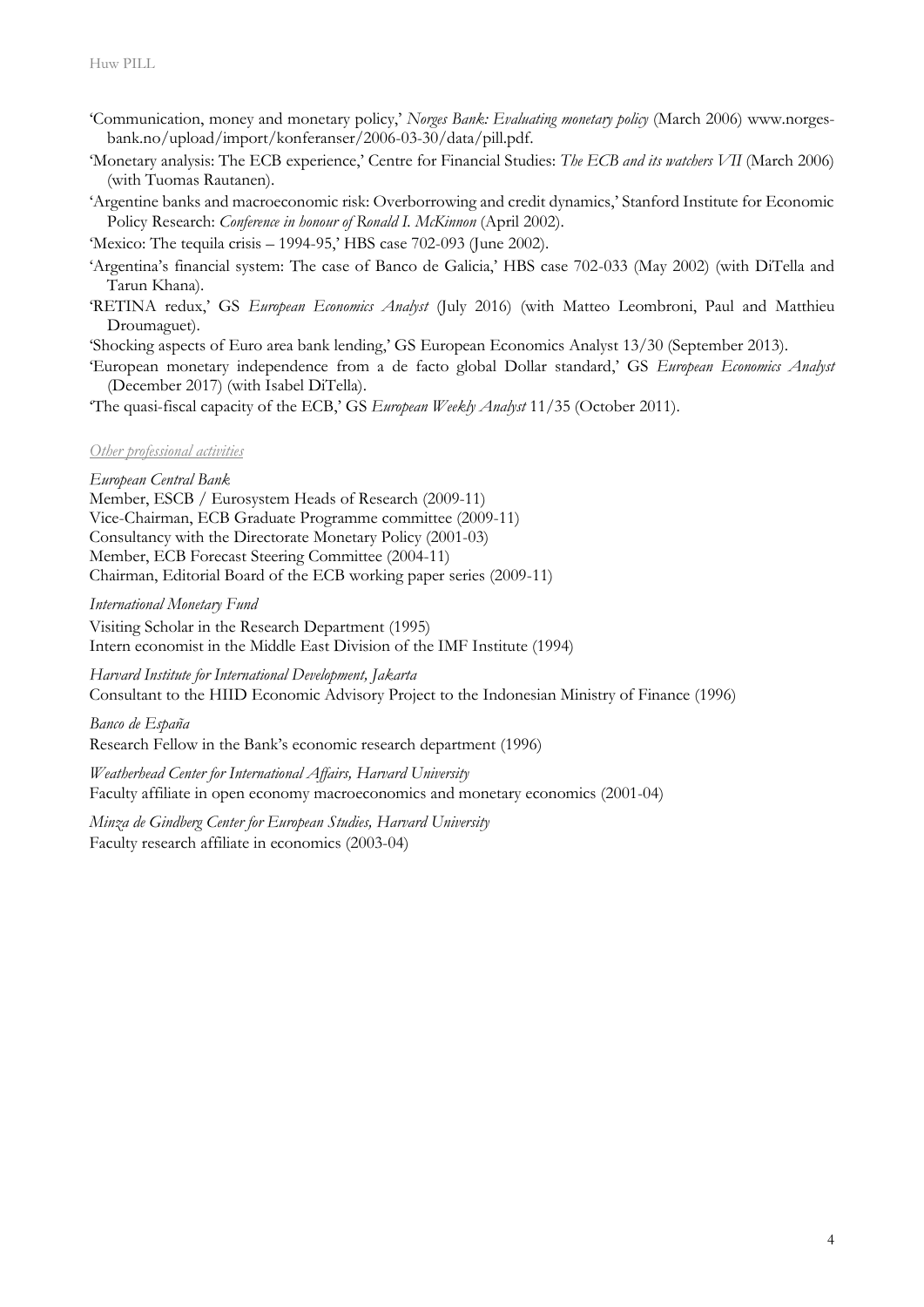'Communication, money and monetary policy,' *Norges Bank: Evaluating monetary policy* (March 2006) www.norges-bank.no/upload/import/konferanser/2006-03-30/data/pill.pdf.

'Monetary analysis: The ECB experience,' Centre for Financial Studies: *The ECB and its watchers VII* (March 2006) (with Tuomas Rautanen).

'Argentine banks and macroeconomic risk: Overborrowing and credit dynamics,' Stanford Institute for Economic Policy Research: *Conference in honour of Ronald I. McKinnon* (April 2002).

'Mexico: The tequila crisis – 1994-95,' HBS case 702-093 (June 2002).

'Argentina's financial system: The case of Banco de Galicia,' HBS case 702-033 (May 2002) (with DiTella and Tarun Khana).

'RETINA redux,' GS *European Economics Analyst* (July 2016) (with Matteo Leombroni, Paul and Matthieu Droumaguet).

'Shocking aspects of Euro area bank lending,' GS European Economics Analyst 13/30 (September 2013).

'European monetary independence from a de facto global Dollar standard,' GS *European Economics Analyst* (December 2017) (with Isabel DiTella).

'The quasi-fiscal capacity of the ECB,' GS *European Weekly Analyst* 11/35 (October 2011).

*Other professional activities*

*European Central Bank*
Member, ESCB / Eurosystem Heads of Research (2009-11)
Vice-Chairman, ECB Graduate Programme committee (2009-11)
Consultancy with the Directorate Monetary Policy (2001-03)
Member, ECB Forecast Steering Committee (2004-11)
Chairman, Editorial Board of the ECB working paper series (2009-11)

*International Monetary Fund*
Visiting Scholar in the Research Department (1995)
Intern economist in the Middle East Division of the IMF Institute (1994)

*Harvard Institute for International Development, Jakarta*
Consultant to the HIID Economic Advisory Project to the Indonesian Ministry of Finance (1996)

*Banco de España*
Research Fellow in the Bank's economic research department (1996)

*Weatherhead Center for International Affairs, Harvard University*
Faculty affiliate in open economy macroeconomics and monetary economics (2001-04)

*Minza de Gindberg Center for European Studies, Harvard University*
Faculty research affiliate in economics (2003-04)